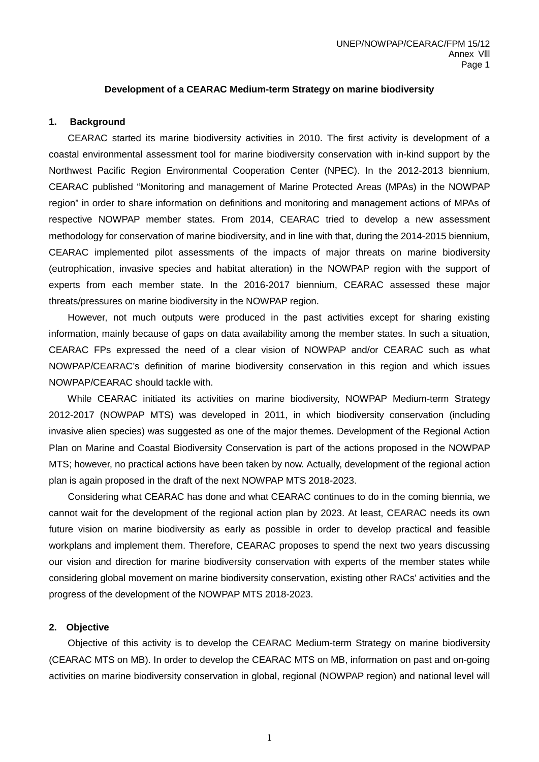# Development of a CEARAC Medium-term Strategy on marine biodiversity

## 1. Background

CEARAC started its marine biodiversity activities in 2010. The first activity is development of a coastal environmental assessment tool for marine biodiversity conservation with in-kind support by the Northwest Pacific Region Environmental Cooperation Center (NPEC). In the 2012-2013 biennium, CEARAC published "Monitoring and management of Marine Protected Areas (MPAs) in the NOWPAP region" in order to share information on definitions and monitoring and management actions of MPAs of respective NOWPAP member states. From 2014, CEARAC tried to develop a new assessment methodology for conservation of marine biodiversity, and in line with that, during the 2014-2015 biennium, CEARAC implemented pilot assessments of the impacts of major threats on marine biodiversity (eutrophication, invasive species and habitat alteration) in the NOWPAP region with the support of experts from each member state. In the 2016-2017 biennium, CEARAC assessed these major threats/pressures on marine biodiversity in the NOWPAP region.

However, not much outputs were produced in the past activities except for sharing existing information, mainly because of gaps on data availability among the member states. In such a situation, CEARAC FPs expressed the need of a clear vision of NOWPAP and/or CEARAC such as what NOWPAP/CEARAC's definition of marine biodiversity conservation in this region and which issues NOWPAP/CEARAC should tackle with.

While CEARAC initiated its activities on marine biodiversity, NOWPAP Medium-term Strategy 2012-2017 (NOWPAP MTS) was developed in 2011, in which biodiversity conservation (including invasive alien species) was suggested as one of the major themes. Development of the Regional Action Plan on Marine and Coastal Biodiversity Conservation is part of the actions proposed in the NOWPAP MTS; however, no practical actions have been taken by now. Actually, development of the regional action plan is again proposed in the draft of the next NOWPAP MTS 2018-2023.

Considering what CEARAC has done and what CEARAC continues to do in the coming biennia, we cannot wait for the development of the regional action plan by 2023. At least, CEARAC needs its own future vision on marine biodiversity as early as possible in order to develop practical and feasible workplans and implement them. Therefore, CEARAC proposes to spend the next two years discussing our vision and direction for marine biodiversity conservation with experts of the member states while considering global movement on marine biodiversity conservation, existing other RACs' activities and the progress of the development of the NOWPAP MTS 2018-2023.

## 2. Objective

Objective of this activity is to develop the CEARAC Medium-term Strategy on marine biodiversity (CEARAC MTS on MB). In order to develop the CEARAC MTS on MB, information on past and on-going activities on marine biodiversity conservation in global, regional (NOWPAP region) and national level will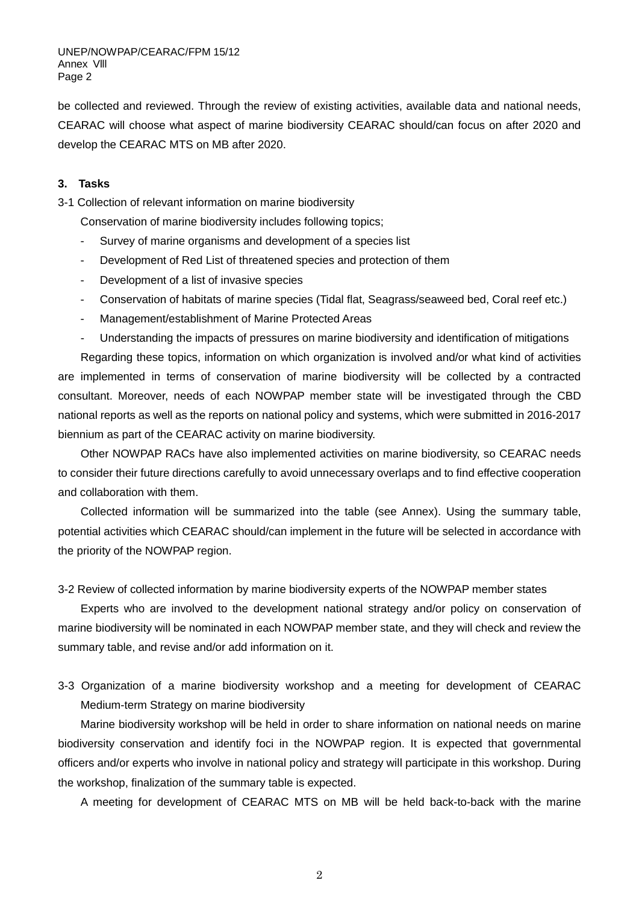be collected and reviewed. Through the review of existing activities, available data and national needs, CEARAC will choose what aspect of marine biodiversity CEARAC should/can focus on after 2020 and develop the CEARAC MTS on MB after 2020.

### 3. Tasks

3-1 Collection of relevant information on marine biodiversity

Conservation of marine biodiversity includes following topics;

- Survey of marine organisms and development of a species list
- Development of Red List of threatened species and protection of them
- Development of a list of invasive species
- Conservation of habitats of marine species (Tidal flat, Seagrass/seaweed bed, Coral reef etc.)
- Management/establishment of Marine Protected Areas
- Understanding the impacts of pressures on marine biodiversity and identification of mitigations

Regarding these topics, information on which organization is involved and/or what kind of activities are implemented in terms of conservation of marine biodiversity will be collected by a contracted consultant. Moreover, needs of each NOWPAP member state will be investigated through the CBD national reports as well as the reports on national policy and systems, which were submitted in 2016-2017 biennium as part of the CEARAC activity on marine biodiversity.

Other NOWPAP RACs have also implemented activities on marine biodiversity, so CEARAC needs to consider their future directions carefully to avoid unnecessary overlaps and to find effective cooperation and collaboration with them.

Collected information will be summarized into the table (see Annex). Using the summary table, potential activities which CEARAC should/can implement in the future will be selected in accordance with the priority of the NOWPAP region.

3-2 Review of collected information by marine biodiversity experts of the NOWPAP member states

Experts who are involved to the development national strategy and/or policy on conservation of marine biodiversity will be nominated in each NOWPAP member state, and they will check and review the summary table, and revise and/or add information on it.

3-3 Organization of a marine biodiversity workshop and a meeting for development of CEARAC Medium-term Strategy on marine biodiversity

Marine biodiversity workshop will be held in order to share information on national needs on marine biodiversity conservation and identify foci in the NOWPAP region. It is expected that governmental officers and/or experts who involve in national policy and strategy will participate in this workshop. During the workshop, finalization of the summary table is expected.

A meeting for development of CEARAC MTS on MB will be held back-to-back with the marine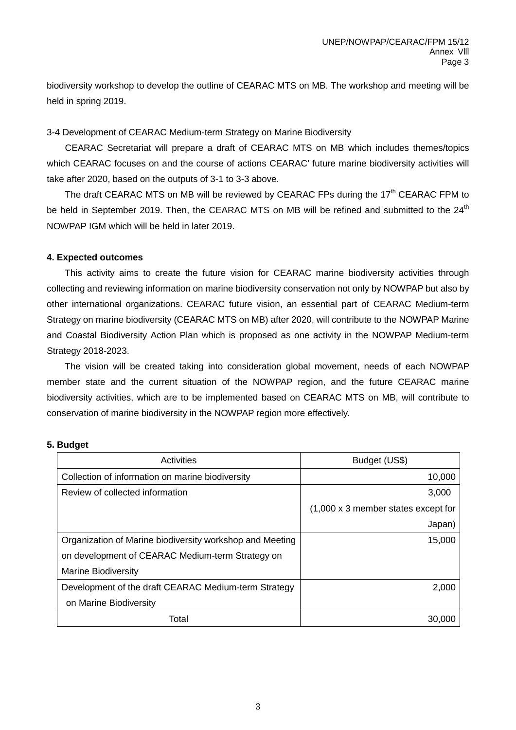biodiversity workshop to develop the outline of CEARAC MTS on MB. The workshop and meeting will be held in spring 2019.

3-4 Development of CEARAC Medium-term Strategy on Marine Biodiversity

CEARAC Secretariat will prepare a draft of CEARAC MTS on MB which includes themes/topics which CEARAC focuses on and the course of actions CEARAC' future marine biodiversity activities will take after 2020, based on the outputs of 3-1 to 3-3 above.

The draft CEARAC MTS on MB will be reviewed by CEARAC FPs during the 17th CEARAC FPM to be held in September 2019. Then, the CEARAC MTS on MB will be refined and submitted to the 24th NOWPAP IGM which will be held in later 2019.

**4. Expected outcomes**

This activity aims to create the future vision for CEARAC marine biodiversity activities through collecting and reviewing information on marine biodiversity conservation not only by NOWPAP but also by other international organizations. CEARAC future vision, an essential part of CEARAC Medium-term Strategy on marine biodiversity (CEARAC MTS on MB) after 2020, will contribute to the NOWPAP Marine and Coastal Biodiversity Action Plan which is proposed as one activity in the NOWPAP Medium-term Strategy 2018-2023.

The vision will be created taking into consideration global movement, needs of each NOWPAP member state and the current situation of the NOWPAP region, and the future CEARAC marine biodiversity activities, which are to be implemented based on CEARAC MTS on MB, will contribute to conservation of marine biodiversity in the NOWPAP region more effectively.

**5. Budget**

| Activities | Budget (US$) |
|---|---|
| Collection of information on marine biodiversity | 10,000 |
| Review of collected information | 3,000 (1,000 x 3 member states except for Japan) |
| Organization of Marine biodiversity workshop and Meeting on development of CEARAC Medium-term Strategy on Marine Biodiversity | 15,000 |
| Development of the draft CEARAC Medium-term Strategy on Marine Biodiversity | 2,000 |
| Total | 30,000 |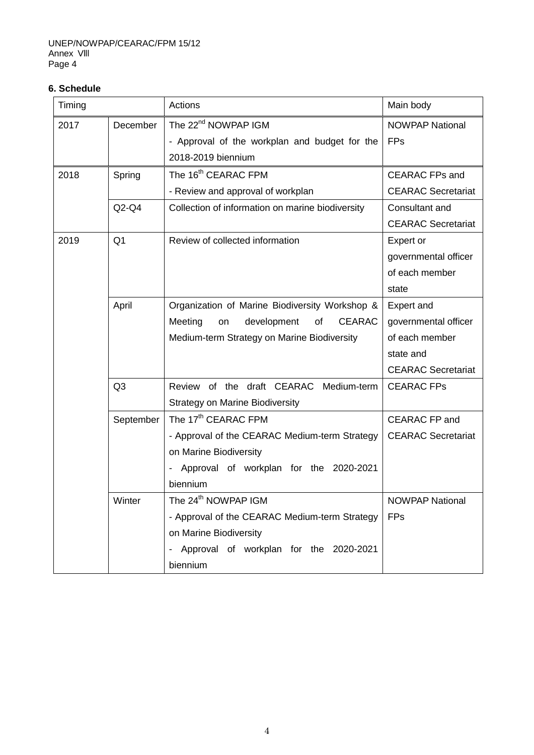### 6. Schedule

| Timing | | Actions | Main body |
|---|---|---|---|
| 2017 | December | The 22nd NOWPAP IGM<br>- Approval of the workplan and budget for the 2018-2019 biennium | NOWPAP National FPs |
| 2018 | Spring | The 16th CEARAC FPM<br>- Review and approval of workplan | CEARAC FPs and CEARAC Secretariat |
| | Q2-Q4 | Collection of information on marine biodiversity | Consultant and CEARAC Secretariat |
| 2019 | Q1 | Review of collected information | Expert or governmental officer of each member state |
| | April | Organization of Marine Biodiversity Workshop & Meeting on development of CEARAC Medium-term Strategy on Marine Biodiversity | Expert and governmental officer of each member state and CEARAC Secretariat |
| | Q3 | Review of the draft CEARAC Medium-term Strategy on Marine Biodiversity | CEARAC FPs |
| | September | The 17th CEARAC FPM<br>- Approval of the CEARAC Medium-term Strategy on Marine Biodiversity<br>- Approval of workplan for the 2020-2021 biennium | CEARAC FP and CEARAC Secretariat |
| | Winter | The 24th NOWPAP IGM<br>- Approval of the CEARAC Medium-term Strategy on Marine Biodiversity<br>- Approval of workplan for the 2020-2021 biennium | NOWPAP National FPs |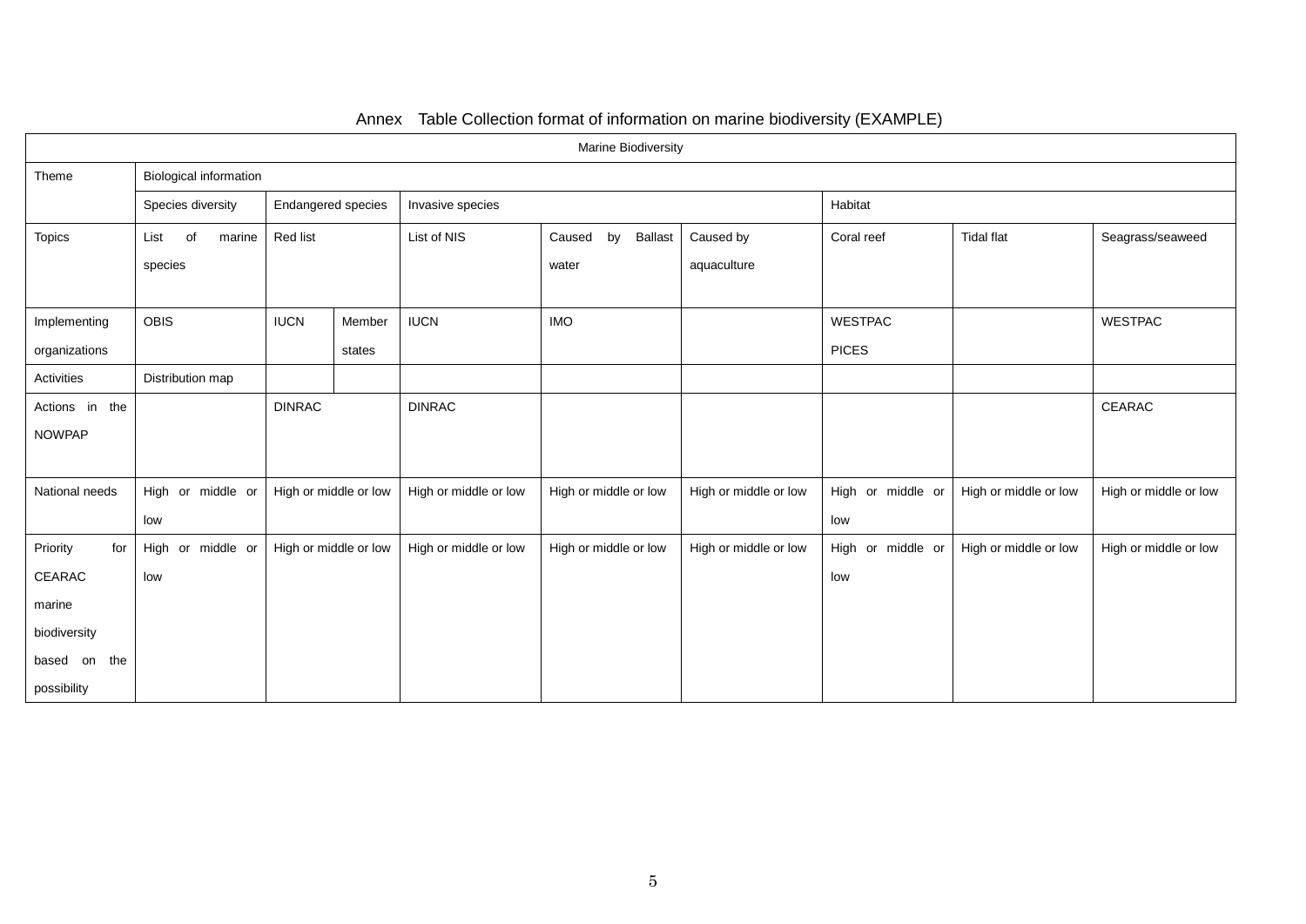Annex Table Collection format of information on marine biodiversity (EXAMPLE)

| Marine Biodiversity | | | | | | | | | |
|---|---|---|---|---|---|---|---|---|---|
| Theme | Biological information | | | | | | | | |
| | Species diversity | Endangered species | | Invasive species | | | Habitat | | |
| Topics | List of marine species | Red list | | List of NIS | Caused by Ballast water | Caused by aquaculture | Coral reef | Tidal flat | Seagrass/seaweed |
| Implementing organizations | OBIS | IUCN | Member states | IUCN | IMO | | WESTPAC PICES | | WESTPAC |
| Activities | Distribution map | | | | | | | | |
| Actions in the NOWPAP | | DINRAC | | DINRAC | | | | | CEARAC |
| National needs | High or middle or low | High or middle or low | | High or middle or low | High or middle or low | High or middle or low | High or middle or low | High or middle or low | High or middle or low |
| Priority for CEARAC marine biodiversity based on the possibility | High or middle or low | High or middle or low | | High or middle or low | High or middle or low | High or middle or low | High or middle or low | High or middle or low | High or middle or low |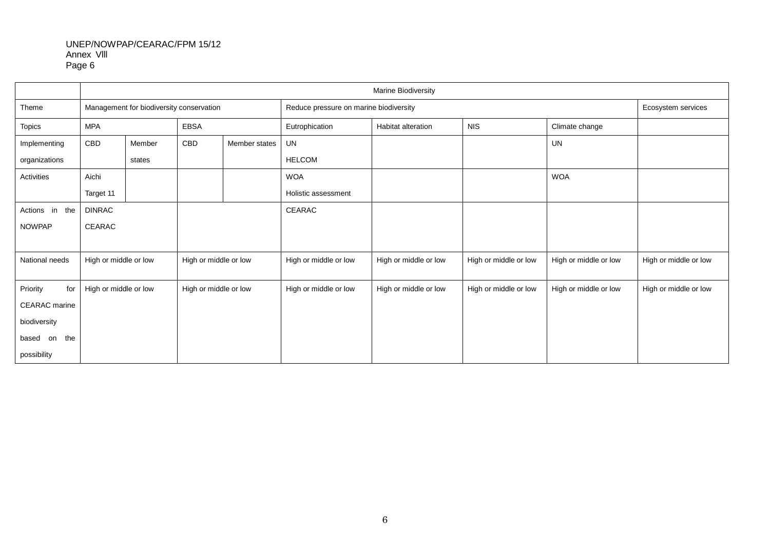| | Marine Biodiversity | | | | | | | | |
|---|---|---|---|---|---|---|---|---|---|
| Theme | Management for biodiversity conservation | | | | Reduce pressure on marine biodiversity | | | | Ecosystem services |
| Topics | MPA | | EBSA | | Eutrophication | Habitat alteration | NIS | Climate change | |
| Implementing organizations | CBD | Member states | CBD | Member states | UN HELCOM | | | UN | |
| Activities | Aichi Target 11 | | | | WOA Holistic assessment | | | WOA | |
| Actions in the NOWPAP | DINRAC CEARAC | | | | CEARAC | | | | |
| National needs | High or middle or low | | High or middle or low | | High or middle or low | High or middle or low | High or middle or low | High or middle or low | High or middle or low |
| Priority for CEARAC marine biodiversity based on the possibility | High or middle or low | | High or middle or low | | High or middle or low | High or middle or low | High or middle or low | High or middle or low | High or middle or low |